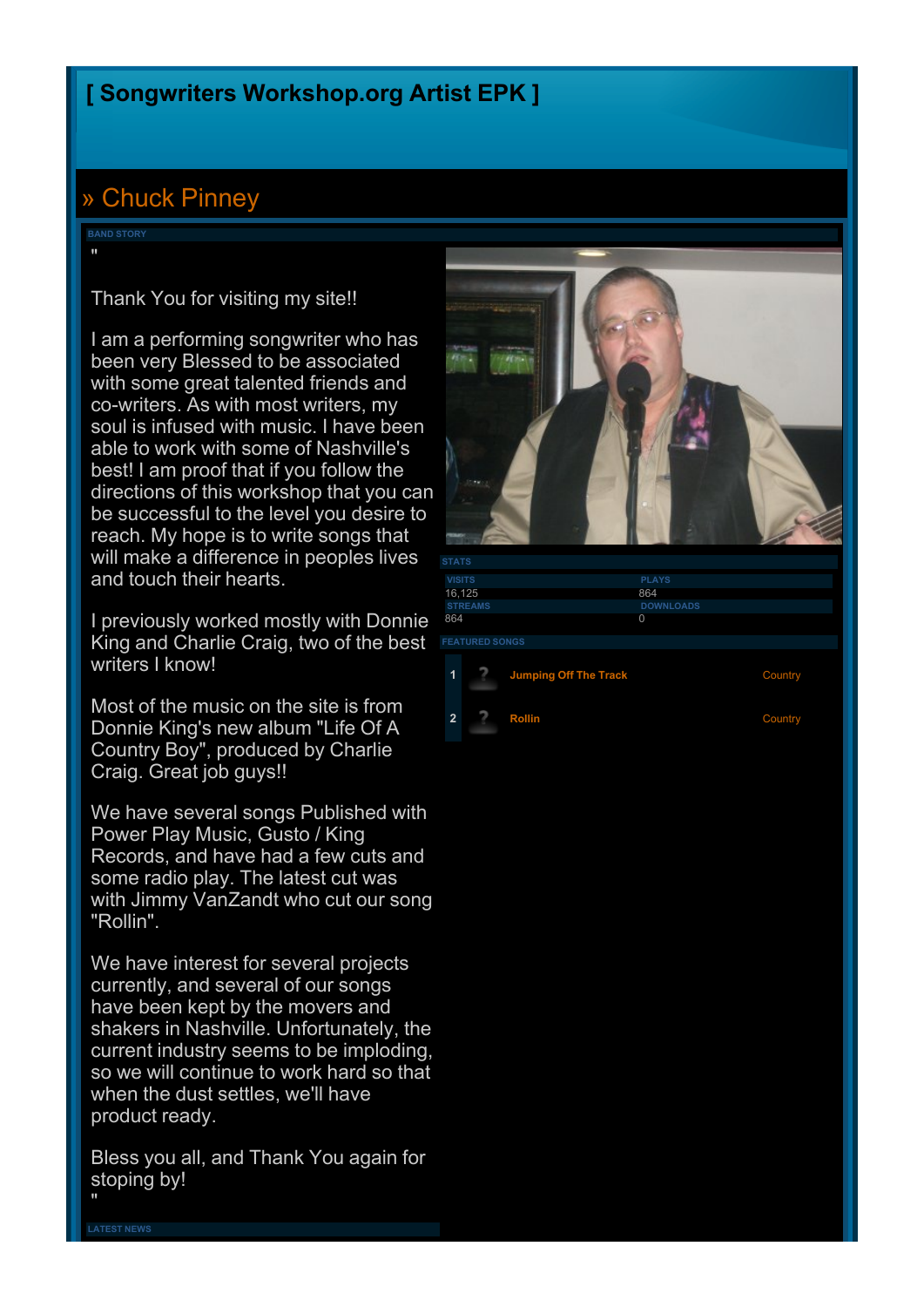# [ Songwriters Workshop.org Artist EPK ]

## » Chuck Pinney

BAND STORY

"

Thank You for visiting my site!!

I am a performing songwriter who has been very Blessed to be associated with some great talented friends and co-writers. As with most writers, my soul is infused with music. I have been able to work with some of Nashville's best! I am proof that if you follow the directions of this workshop that you can be successful to the level you desire to reach. My hope is to write songs that will make a difference in peoples lives and touch their hearts.

I previously worked mostly with Donnie King and Charlie Craig, two of the best writers I know!

Most of the music on the site is from Donnie King's new album "Life Of A Country Boy", produced by Charlie Craig. Great job guys!!

We have several songs Published with Power Play Music, Gusto / King Records, and have had a few cuts and some radio play. The latest cut was with Jimmy VanZandt who cut our song "Rollin".

We have interest for several projects currently, and several of our songs have been kept by the movers and shakers in Nashville. Unfortunately, the current industry seems to be imploding, so we will continue to work hard so that when the dust settles, we'll have product ready.

Bless you all, and Thank You again for stoping by!

"

STATS

| VISITS | PLAYS |
|---|---|
| 16,125 | 864 |
| **STREAMS** | **DOWNLOADS** |
| 864 | 0 |

FEATURED SONGS

| # | Song | Genre |
|---|---|---|
| 1 | Jumping Off The Track | Country |
| 2 | Rollin | Country |

LATEST NEWS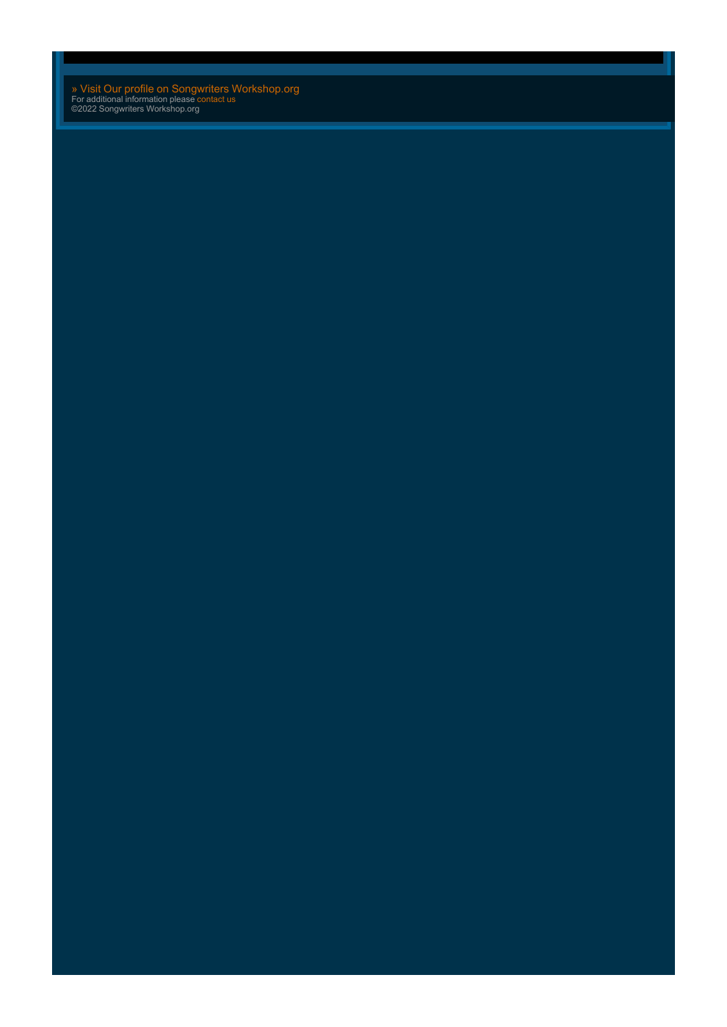» Visit Our profile on Songwriters Workshop.org
For additional information please contact us
©2022 Songwriters Workshop.org